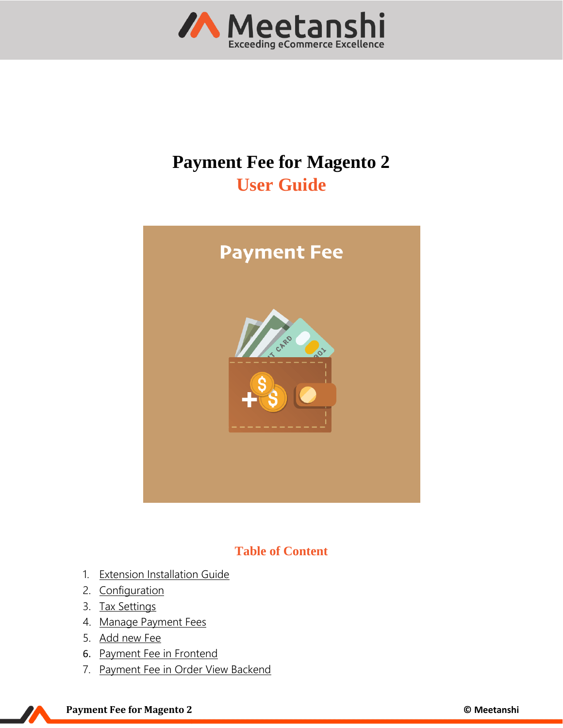# Payment Fee for Magento 2

## User Guide

### Table of Content

1. Extension Installation Guide
2. Configuration
3. Tax Settings
4. Manage Payment Fees
5. Add new Fee
6. Payment Fee in Frontend
7. Payment Fee in Order View Backend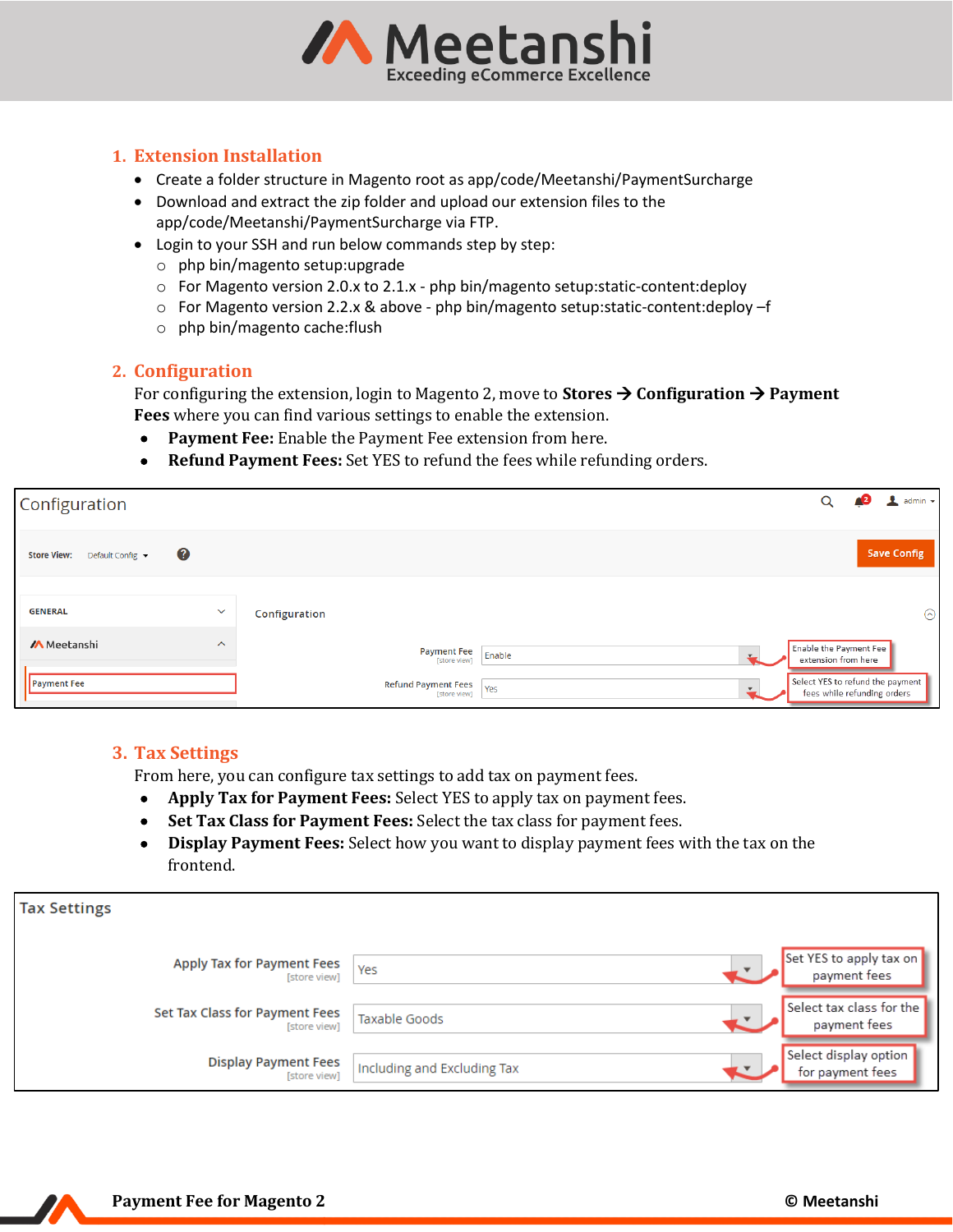## 1. Extension Installation

- Create a folder structure in Magento root as app/code/Meetanshi/PaymentSurcharge
- Download and extract the zip folder and upload our extension files to the app/code/Meetanshi/PaymentSurcharge via FTP.
- Login to your SSH and run below commands step by step:
  - php bin/magento setup:upgrade
  - For Magento version 2.0.x to 2.1.x - php bin/magento setup:static-content:deploy
  - For Magento version 2.2.x & above - php bin/magento setup:static-content:deploy –f
  - php bin/magento cache:flush

## 2. Configuration

For configuring the extension, login to Magento 2, move to **Stores → Configuration → Payment Fees** where you can find various settings to enable the extension.

- **Payment Fee:** Enable the Payment Fee extension from here.
- **Refund Payment Fees:** Set YES to refund the fees while refunding orders.

## 3. Tax Settings

From here, you can configure tax settings to add tax on payment fees.

- **Apply Tax for Payment Fees:** Select YES to apply tax on payment fees.
- **Set Tax Class for Payment Fees:** Select the tax class for payment fees.
- **Display Payment Fees:** Select how you want to display payment fees with the tax on the frontend.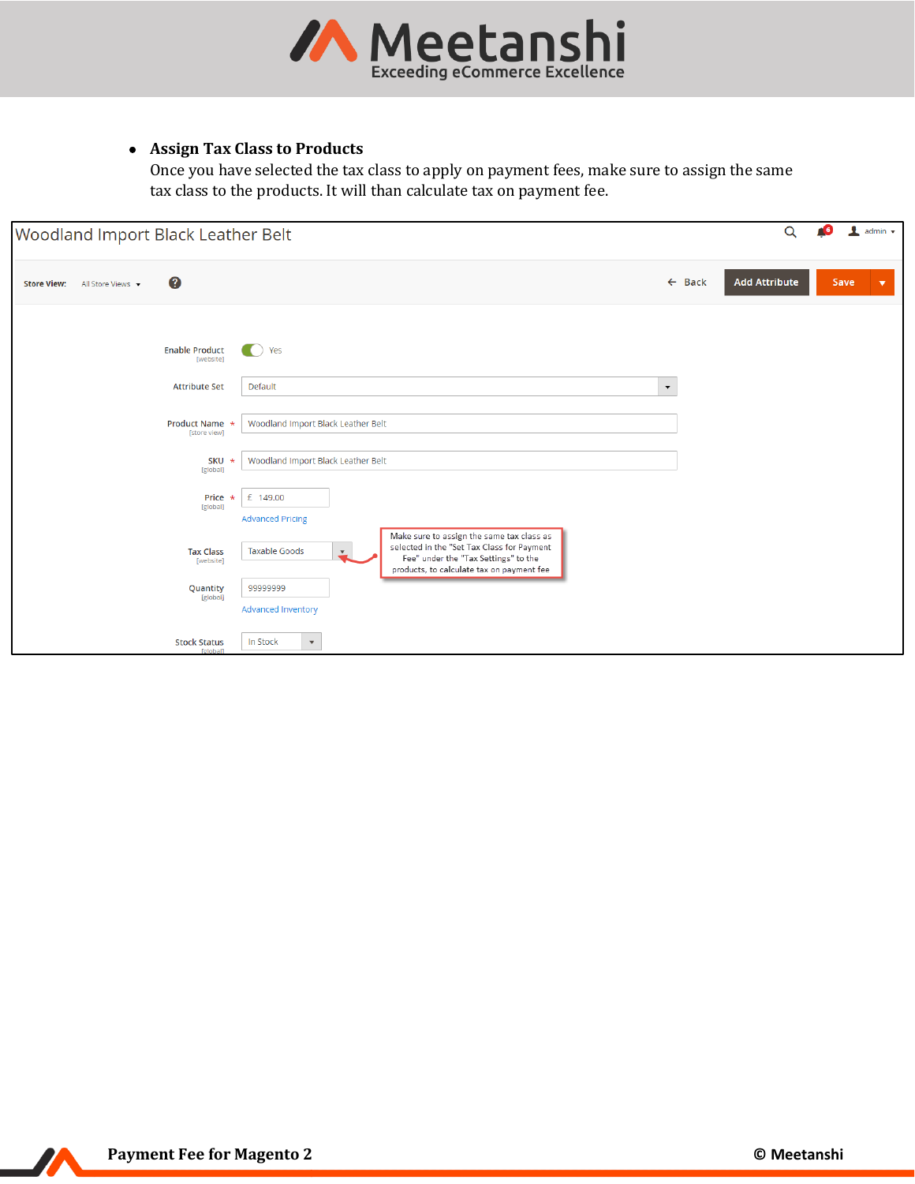- **Assign Tax Class to Products**
  Once you have selected the tax class to apply on payment fees, make sure to assign the same tax class to the products. It will than calculate tax on payment fee.

Woodland Import Black Leather Belt

Store View: All Store Views

Back | Add Attribute | Save

Enable Product [website] — Yes

Attribute Set — Default

Product Name * [store view] — Woodland Import Black Leather Belt

SKU * [global] — Woodland Import Black Leather Belt

Price * [global] — £ 149.00

Advanced Pricing

Tax Class [website] — Taxable Goods

Make sure to assign the same tax class as selected in the "Set Tax Class for Payment Fee" under the "Tax Settings" to the products, to calculate tax on payment fee

Quantity [global] — 99999999

Advanced Inventory

Stock Status [global] — In Stock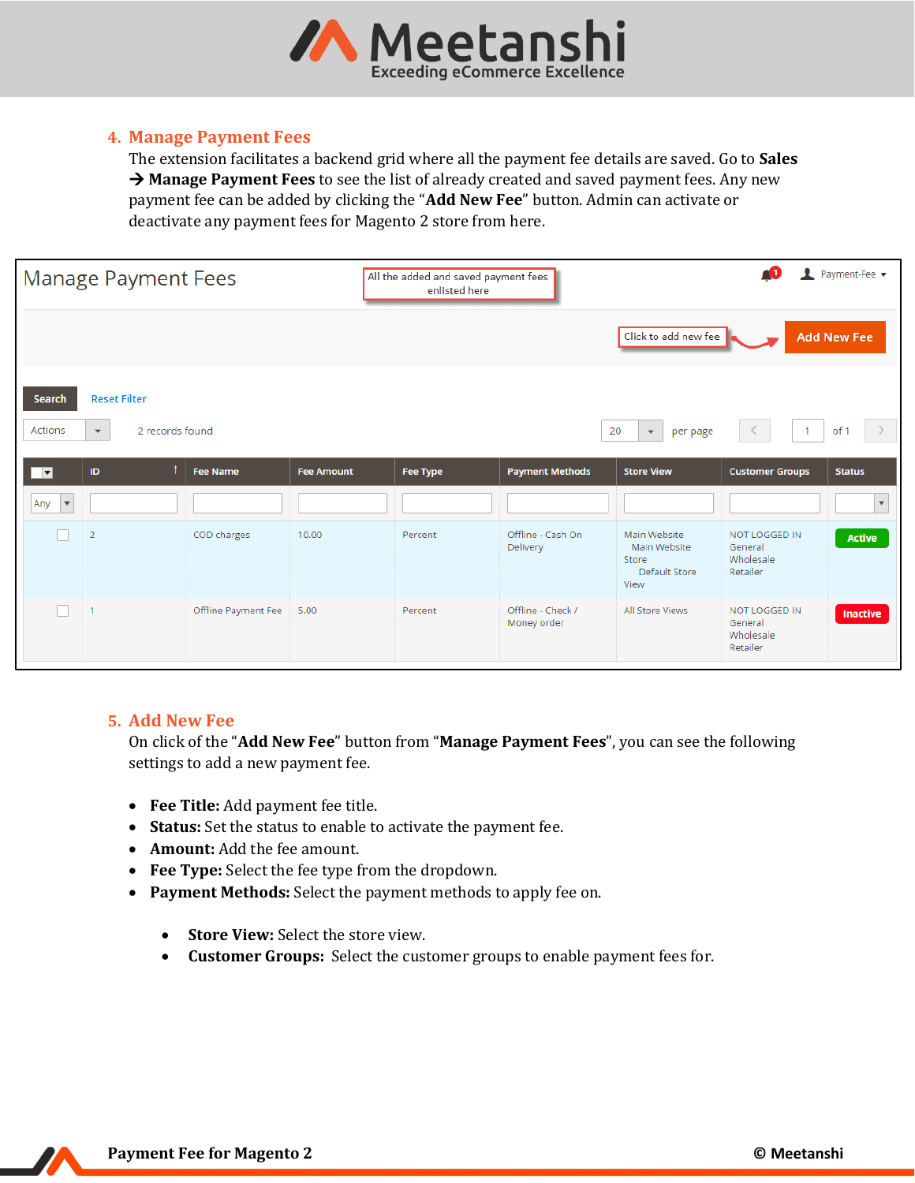## 4. Manage Payment Fees

The extension facilitates a backend grid where all the payment fee details are saved. Go to **Sales → Manage Payment Fees** to see the list of already created and saved payment fees. Any new payment fee can be added by clicking the "**Add New Fee**" button. Admin can activate or deactivate any payment fees for Magento 2 store from here.

## 5. Add New Fee

On click of the "**Add New Fee**" button from "**Manage Payment Fees**", you can see the following settings to add a new payment fee.

- **Fee Title:** Add payment fee title.
- **Status:** Set the status to enable to activate the payment fee.
- **Amount:** Add the fee amount.
- **Fee Type:** Select the fee type from the dropdown.
- **Payment Methods:** Select the payment methods to apply fee on.

  - **Store View:** Select the store view.
  - **Customer Groups:** Select the customer groups to enable payment fees for.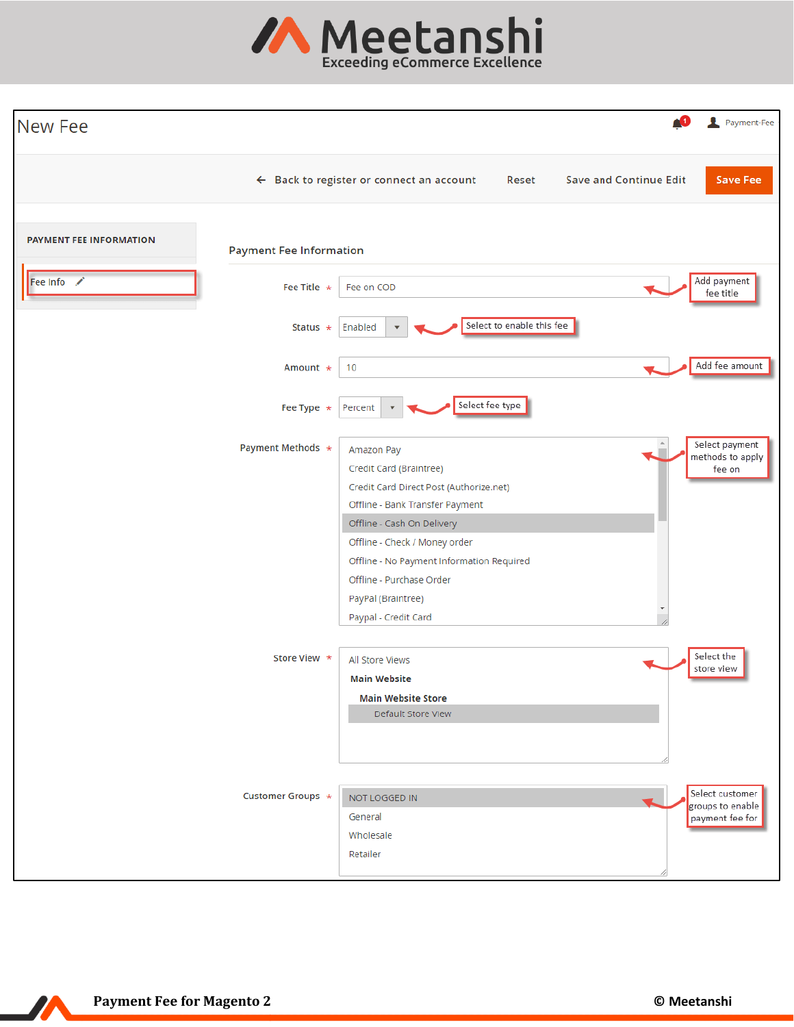New Fee

Back to register or connect an account | Reset | Save and Continue Edit | Save Fee

PAYMENT FEE INFORMATION

Fee Info

## Payment Fee Information

Fee Title * Fee on COD — Add payment fee title

Status * Enabled — Select to enable this fee

Amount * 10 — Add fee amount

Fee Type * Percent — Select fee type

Payment Methods * — Select payment methods to apply fee on

- Amazon Pay
- Credit Card (Braintree)
- Credit Card Direct Post (Authorize.net)
- Offline - Bank Transfer Payment
- Offline - Cash On Delivery
- Offline - Check / Money order
- Offline - No Payment Information Required
- Offline - Purchase Order
- PayPal (Braintree)
- Paypal - Credit Card

Store View * — Select the store view

- All Store Views
- **Main Website**
- **Main Website Store**
- Default Store View

Customer Groups * — Select customer groups to enable payment fee for

- NOT LOGGED IN
- General
- Wholesale
- Retailer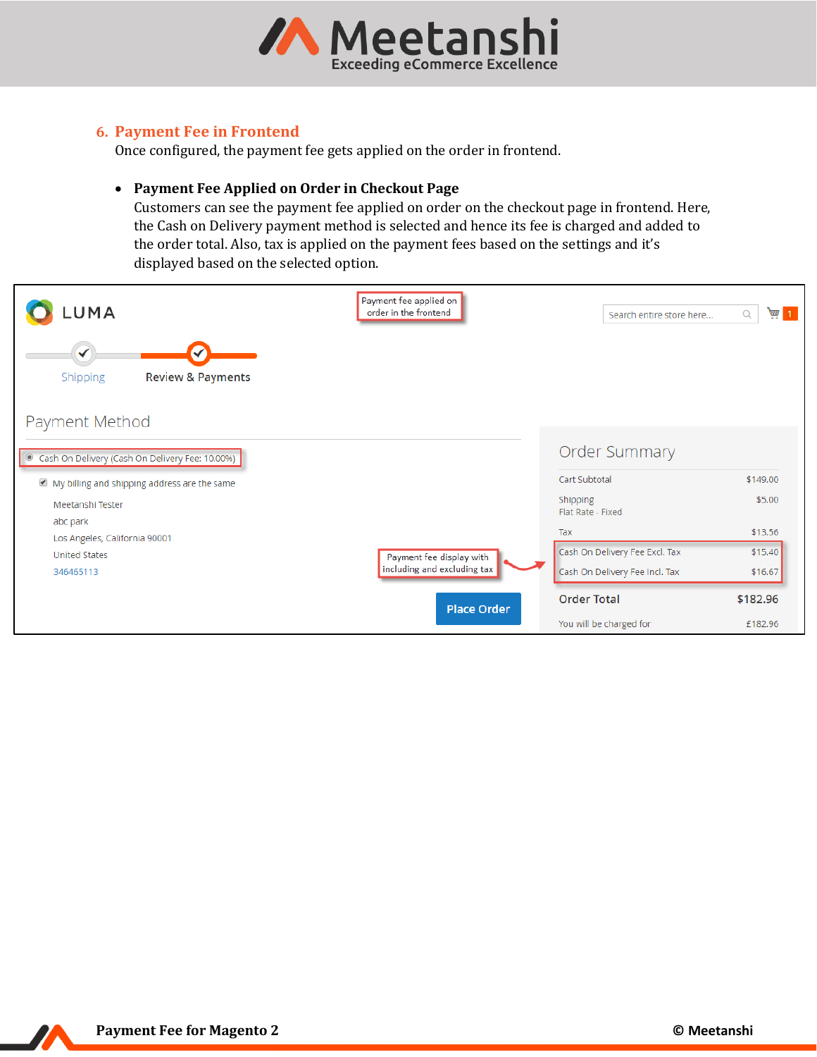## 6. Payment Fee in Frontend

Once configured, the payment fee gets applied on the order in frontend.

- **Payment Fee Applied on Order in Checkout Page**
  Customers can see the payment fee applied on order on the checkout page in frontend. Here, the Cash on Delivery payment method is selected and hence its fee is charged and added to the order total. Also, tax is applied on the payment fees based on the settings and it's displayed based on the selected option.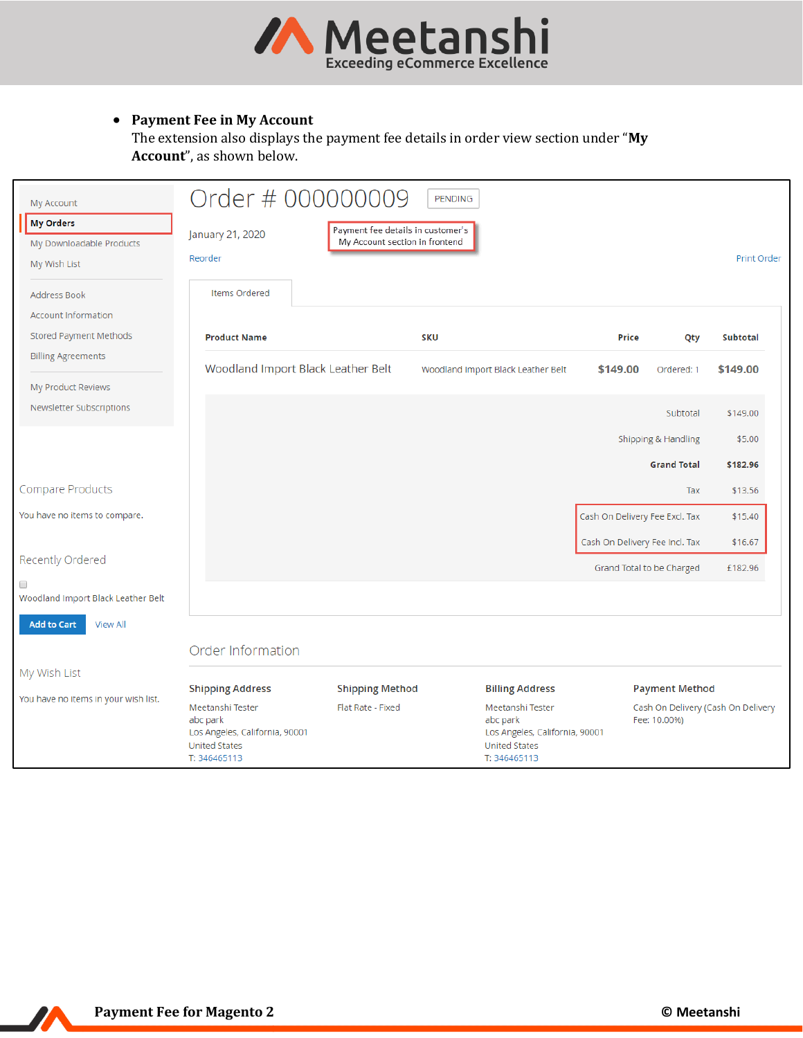- **Payment Fee in My Account**
  The extension also displays the payment fee details in order view section under "**My Account**", as shown below.

My Account
**My Orders**
My Downloadable Products
My Wish List

Address Book
Account Information
Stored Payment Methods
Billing Agreements

My Product Reviews
Newsletter Subscriptions

Compare Products

You have no items to compare.

Recently Ordered

Woodland Import Black Leather Belt

Add to Cart View All

My Wish List

You have no items in your wish list.

# Order # 000000009 PENDING

January 21, 2020

Payment fee details in customer's My Account section in frontend

Reorder

Print Order

Items Ordered

| Product Name | SKU | Price | Qty | Subtotal |
|---|---|---|---|---|
| Woodland Import Black Leather Belt | Woodland Import Black Leather Belt | $149.00 | Ordered: 1 | $149.00 |

| | |
|---|---|
| Subtotal | $149.00 |
| Shipping & Handling | $5.00 |
| **Grand Total** | **$182.96** |
| Tax | $13.56 |
| Cash On Delivery Fee Excl. Tax | $15.40 |
| Cash On Delivery Fee Incl. Tax | $16.67 |
| Grand Total to be Charged | £182.96 |

## Order Information

| Shipping Address | Shipping Method | Billing Address | Payment Method |
|---|---|---|---|
| Meetanshi Tester<br>abc park<br>Los Angeles, California, 90001<br>United States<br>T: 346465113 | Flat Rate - Fixed | Meetanshi Tester<br>abc park<br>Los Angeles, California, 90001<br>United States<br>T: 346465113 | Cash On Delivery (Cash On Delivery Fee: 10.00%) |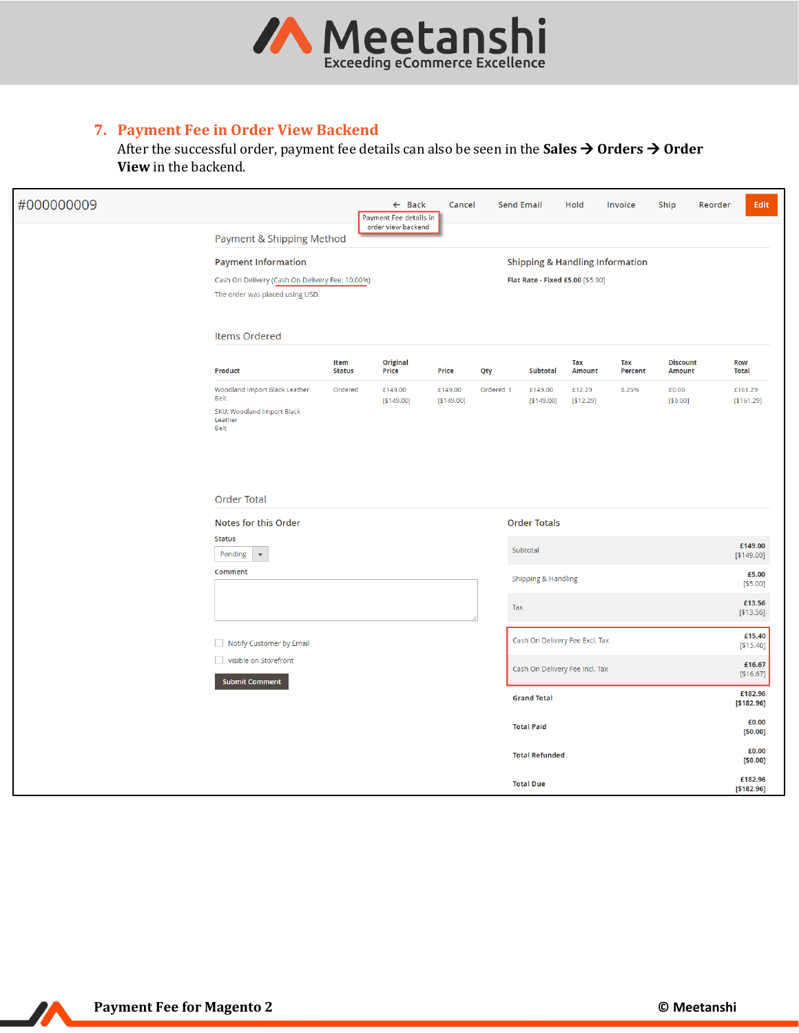## 7. Payment Fee in Order View Backend

After the successful order, payment fee details can also be seen in the **Sales → Orders → Order View** in the backend.

#000000009

← Back | Cancel | Send Email | Hold | Invoice | Ship | Reorder | Edit

Payment Fee details in order view backend

Payment & Shipping Method

**Payment Information**

Cash On Delivery (Cash On Delivery Fee: 10.00%)

The order was placed using USD.

**Shipping & Handling Information**

**Flat Rate - Fixed £5.00** [$5.00]

Items Ordered

| Product | Item Status | Original Price | Price | Qty | Subtotal | Tax Amount | Tax Percent | Discount Amount | Row Total |
|---|---|---|---|---|---|---|---|---|---|
| Woodland Import Black Leather Belt<br>SKU: Woodland Import Black Leather Belt | Ordered | £149.00<br>[$149.00] | £149.00<br>[$149.00] | Ordered 1 | £149.00<br>[$149.00] | £12.29<br>[$12.29] | 8.25% | £0.00<br>[$0.00] | £161.29<br>[$161.29] |

Order Total

**Notes for this Order**

Status

Pending

Comment

Notify Customer by Email

Visible on Storefront

Submit Comment

**Order Totals**

| | |
|---|---|
| Subtotal | **£149.00**<br>[$149.00] |
| Shipping & Handling | **£5.00**<br>[$5.00] |
| Tax | **£13.56**<br>[$13.56] |
| Cash On Delivery Fee Excl. Tax | **£15.40**<br>[$15.40] |
| Cash On Delivery Fee Incl. Tax | **£16.67**<br>[$16.67] |
| **Grand Total** | **£182.96**<br>**[$182.96]** |
| **Total Paid** | **£0.00**<br>**[$0.00]** |
| **Total Refunded** | **£0.00**<br>**[$0.00]** |
| **Total Due** | **£182.96**<br>**[$182.96]** |